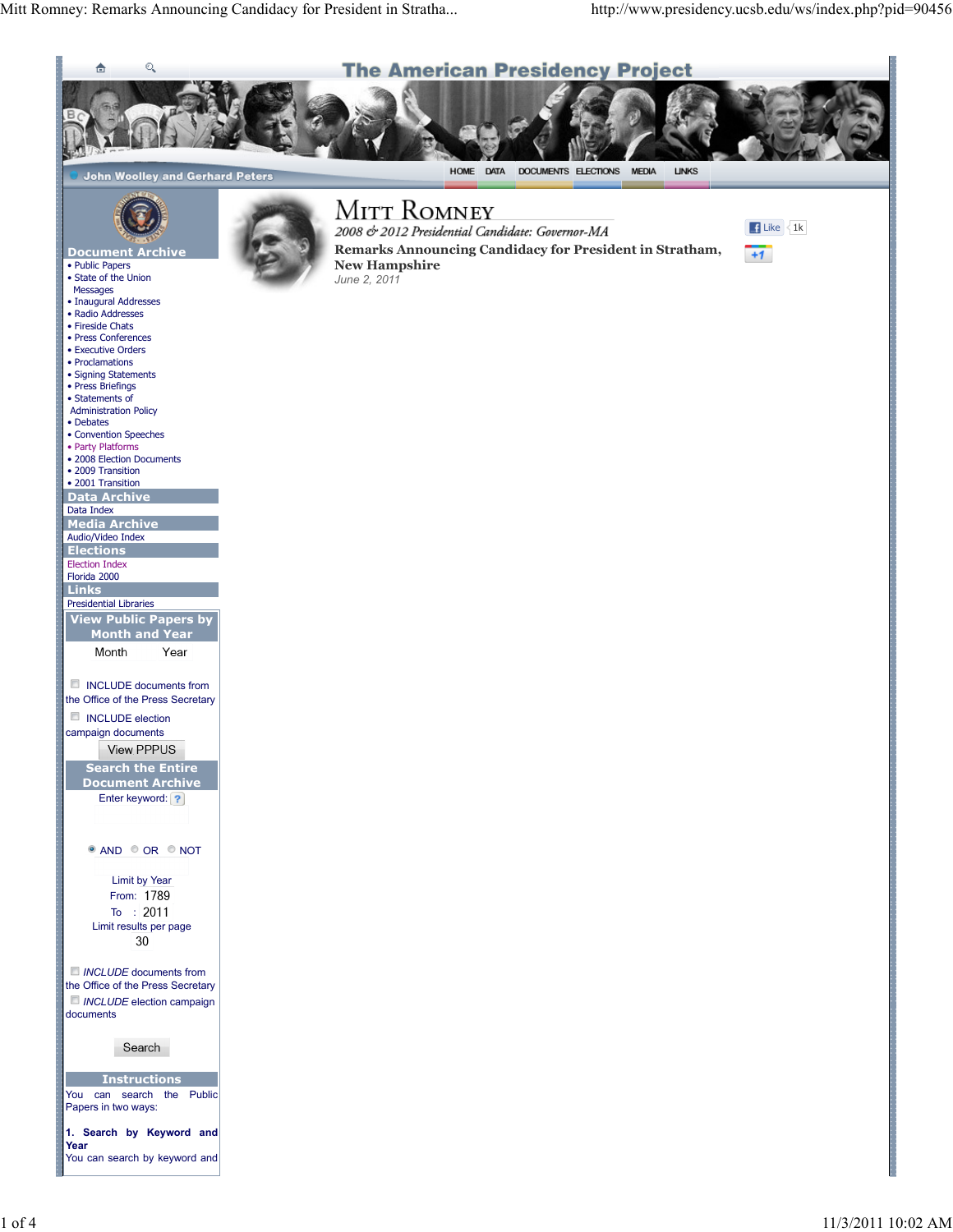The American Presidency Project

John Woolley and Gerhard Peters

HOME DATA DOCUMENTS ELECTIONS MEDIA LINKS

## Document Archive

- Public Papers
- State of the Union Messages
- Inaugural Addresses
- Radio Addresses
- Fireside Chats
- Press Conferences
- Executive Orders
- Proclamations
- Signing Statements
- Press Briefings
- Statements of Administration Policy
- Debates
- Convention Speeches
- Party Platforms
- 2008 Election Documents
- 2009 Transition
- 2001 Transition

## Data Archive

Data Index

## Media Archive

Audio/Video Index

## Elections

Election Index

Florida 2000

## Links

Presidential Libraries

## View Public Papers by Month and Year

Month Year

INCLUDE documents from the Office of the Press Secretary

INCLUDE election campaign documents

View PPPUS

## Search the Entire Document Archive

Enter keyword: ?

AND OR NOT

Limit by Year

From: 1789

To : 2011

Limit results per page

30

*INCLUDE* documents from the Office of the Press Secretary

*INCLUDE* election campaign documents

Search

## Instructions

You can search the Public Papers in two ways:

**1. Search by Keyword and Year**

You can search by keyword and

# Mitt Romney

*2008 & 2012 Presidential Candidate: Governor-MA*

**Remarks Announcing Candidacy for President in Stratham, New Hampshire**

*June 2, 2011*

Like 1k

+1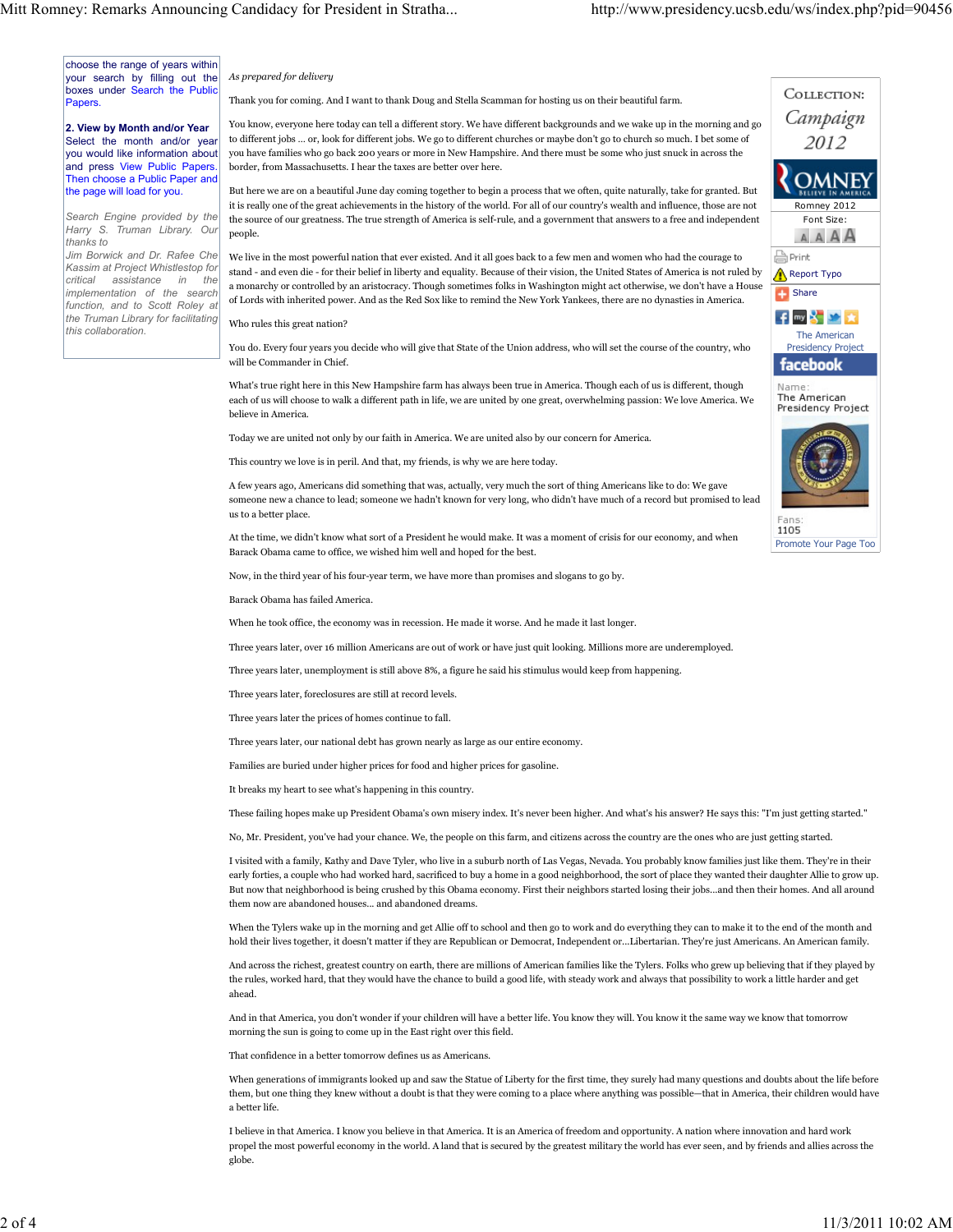*As prepared for delivery*

Thank you for coming. And I want to thank Doug and Stella Scamman for hosting us on their beautiful farm.

You know, everyone here today can tell a different story. We have different backgrounds and we wake up in the morning and go to different jobs ... or, look for different jobs. We go to different churches or maybe don't go to church so much. I bet some of you have families who go back 200 years or more in New Hampshire. And there must be some who just snuck in across the border, from Massachusetts. I hear the taxes are better over here.

But here we are on a beautiful June day coming together to begin a process that we often, quite naturally, take for granted. But it is really one of the great achievements in the history of the world. For all of our country's wealth and influence, those are not the source of our greatness. The true strength of America is self-rule, and a government that answers to a free and independent people.

We live in the most powerful nation that ever existed. And it all goes back to a few men and women who had the courage to stand - and even die - for their belief in liberty and equality. Because of their vision, the United States of America is not ruled by a monarchy or controlled by an aristocracy. Though sometimes folks in Washington might act otherwise, we don't have a House of Lords with inherited power. And as the Red Sox like to remind the New York Yankees, there are no dynasties in America.

Who rules this great nation?

You do. Every four years you decide who will give that State of the Union address, who will set the course of the country, who will be Commander in Chief.

What's true right here in this New Hampshire farm has always been true in America. Though each of us is different, though each of us will choose to walk a different path in life, we are united by one great, overwhelming passion: We love America. We believe in America.

Today we are united not only by our faith in America. We are united also by our concern for America.

This country we love is in peril. And that, my friends, is why we are here today.

A few years ago, Americans did something that was, actually, very much the sort of thing Americans like to do: We gave someone new a chance to lead; someone we hadn't known for very long, who didn't have much of a record but promised to lead us to a better place.

At the time, we didn't know what sort of a President he would make. It was a moment of crisis for our economy, and when Barack Obama came to office, we wished him well and hoped for the best.

Now, in the third year of his four-year term, we have more than promises and slogans to go by.

Barack Obama has failed America.

When he took office, the economy was in recession. He made it worse. And he made it last longer.

Three years later, over 16 million Americans are out of work or have just quit looking. Millions more are underemployed.

Three years later, unemployment is still above 8%, a figure he said his stimulus would keep from happening.

Three years later, foreclosures are still at record levels.

Three years later the prices of homes continue to fall.

Three years later, our national debt has grown nearly as large as our entire economy.

Families are buried under higher prices for food and higher prices for gasoline.

It breaks my heart to see what's happening in this country.

These failing hopes make up President Obama's own misery index. It's never been higher. And what's his answer? He says this: "I'm just getting started."

No, Mr. President, you've had your chance. We, the people on this farm, and citizens across the country are the ones who are just getting started.

I visited with a family, Kathy and Dave Tyler, who live in a suburb north of Las Vegas, Nevada. You probably know families just like them. They're in their early forties, a couple who had worked hard, sacrificed to buy a home in a good neighborhood, the sort of place they wanted their daughter Allie to grow up. But now that neighborhood is being crushed by this Obama economy. First their neighbors started losing their jobs...and then their homes. And all around them now are abandoned houses... and abandoned dreams.

When the Tylers wake up in the morning and get Allie off to school and then go to work and do everything they can to make it to the end of the month and hold their lives together, it doesn't matter if they are Republican or Democrat, Independent or...Libertarian. They're just Americans. An American family.

And across the richest, greatest country on earth, there are millions of American families like the Tylers. Folks who grew up believing that if they played by the rules, worked hard, that they would have the chance to build a good life, with steady work and always that possibility to work a little harder and get ahead.

And in that America, you don't wonder if your children will have a better life. You know they will. You know it the same way we know that tomorrow morning the sun is going to come up in the East right over this field.

That confidence in a better tomorrow defines us as Americans.

When generations of immigrants looked up and saw the Statue of Liberty for the first time, they surely had many questions and doubts about the life before them, but one thing they knew without a doubt is that they were coming to a place where anything was possible—that in America, their children would have a better life.

I believe in that America. I know you believe in that America. It is an America of freedom and opportunity. A nation where innovation and hard work propel the most powerful economy in the world. A land that is secured by the greatest military the world has ever seen, and by friends and allies across the globe.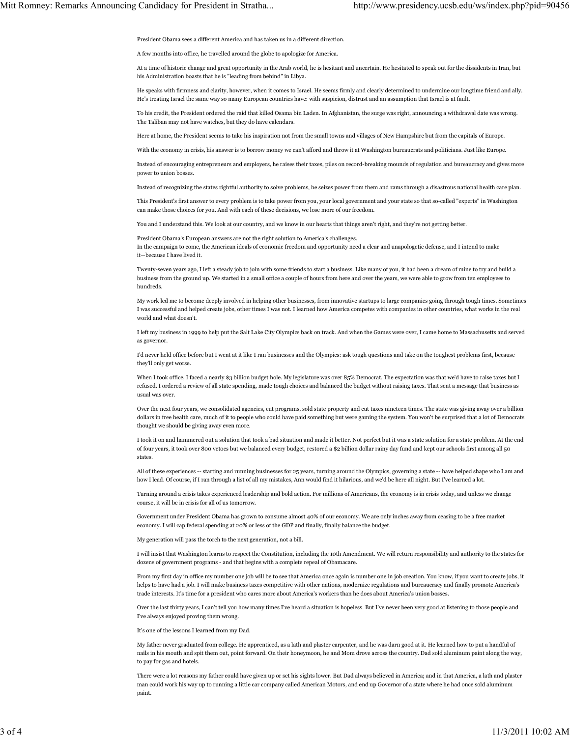President Obama sees a different America and has taken us in a different direction.

A few months into office, he travelled around the globe to apologize for America.

At a time of historic change and great opportunity in the Arab world, he is hesitant and uncertain. He hesitated to speak out for the dissidents in Iran, but his Administration boasts that he is "leading from behind" in Libya.

He speaks with firmness and clarity, however, when it comes to Israel. He seems firmly and clearly determined to undermine our longtime friend and ally. He's treating Israel the same way so many European countries have: with suspicion, distrust and an assumption that Israel is at fault.

To his credit, the President ordered the raid that killed Osama bin Laden. In Afghanistan, the surge was right, announcing a withdrawal date was wrong. The Taliban may not have watches, but they do have calendars.

Here at home, the President seems to take his inspiration not from the small towns and villages of New Hampshire but from the capitals of Europe.

With the economy in crisis, his answer is to borrow money we can't afford and throw it at Washington bureaucrats and politicians. Just like Europe.

Instead of encouraging entrepreneurs and employers, he raises their taxes, piles on record-breaking mounds of regulation and bureaucracy and gives more power to union bosses.

Instead of recognizing the states rightful authority to solve problems, he seizes power from them and rams through a disastrous national health care plan.

This President's first answer to every problem is to take power from you, your local government and your state so that so-called "experts" in Washington can make those choices for you. And with each of these decisions, we lose more of our freedom.

You and I understand this. We look at our country, and we know in our hearts that things aren't right, and they're not getting better.

President Obama's European answers are not the right solution to America's challenges.
In the campaign to come, the American ideals of economic freedom and opportunity need a clear and unapologetic defense, and I intend to make it—because I have lived it.

Twenty-seven years ago, I left a steady job to join with some friends to start a business. Like many of you, it had been a dream of mine to try and build a business from the ground up. We started in a small office a couple of hours from here and over the years, we were able to grow from ten employees to hundreds.

My work led me to become deeply involved in helping other businesses, from innovative startups to large companies going through tough times. Sometimes I was successful and helped create jobs, other times I was not. I learned how America competes with companies in other countries, what works in the real world and what doesn't.

I left my business in 1999 to help put the Salt Lake City Olympics back on track. And when the Games were over, I came home to Massachusetts and served as governor.

I'd never held office before but I went at it like I ran businesses and the Olympics: ask tough questions and take on the toughest problems first, because they'll only get worse.

When I took office, I faced a nearly $3 billion budget hole. My legislature was over 85% Democrat. The expectation was that we'd have to raise taxes but I refused. I ordered a review of all state spending, made tough choices and balanced the budget without raising taxes. That sent a message that business as usual was over.

Over the next four years, we consolidated agencies, cut programs, sold state property and cut taxes nineteen times. The state was giving away over a billion dollars in free health care, much of it to people who could have paid something but were gaming the system. You won't be surprised that a lot of Democrats thought we should be giving away even more.

I took it on and hammered out a solution that took a bad situation and made it better. Not perfect but it was a state solution for a state problem. At the end of four years, it took over 800 vetoes but we balanced every budget, restored a $2 billion dollar rainy day fund and kept our schools first among all 50 states.

All of these experiences -- starting and running businesses for 25 years, turning around the Olympics, governing a state -- have helped shape who I am and how I lead. Of course, if I ran through a list of all my mistakes, Ann would find it hilarious, and we'd be here all night. But I've learned a lot.

Turning around a crisis takes experienced leadership and bold action. For millions of Americans, the economy is in crisis today, and unless we change course, it will be in crisis for all of us tomorrow.

Government under President Obama has grown to consume almost 40% of our economy. We are only inches away from ceasing to be a free market economy. I will cap federal spending at 20% or less of the GDP and finally, finally balance the budget.

My generation will pass the torch to the next generation, not a bill.

I will insist that Washington learns to respect the Constitution, including the 10th Amendment. We will return responsibility and authority to the states for dozens of government programs - and that begins with a complete repeal of Obamacare.

From my first day in office my number one job will be to see that America once again is number one in job creation. You know, if you want to create jobs, it helps to have had a job. I will make business taxes competitive with other nations, modernize regulations and bureaucracy and finally promote America's trade interests. It's time for a president who cares more about America's workers than he does about America's union bosses.

Over the last thirty years, I can't tell you how many times I've heard a situation is hopeless. But I've never been very good at listening to those people and I've always enjoyed proving them wrong.

It's one of the lessons I learned from my Dad.

My father never graduated from college. He apprenticed, as a lath and plaster carpenter, and he was darn good at it. He learned how to put a handful of nails in his mouth and spit them out, point forward. On their honeymoon, he and Mom drove across the country. Dad sold aluminum paint along the way, to pay for gas and hotels.

There were a lot reasons my father could have given up or set his sights lower. But Dad always believed in America; and in that America, a lath and plaster man could work his way up to running a little car company called American Motors, and end up Governor of a state where he had once sold aluminum paint.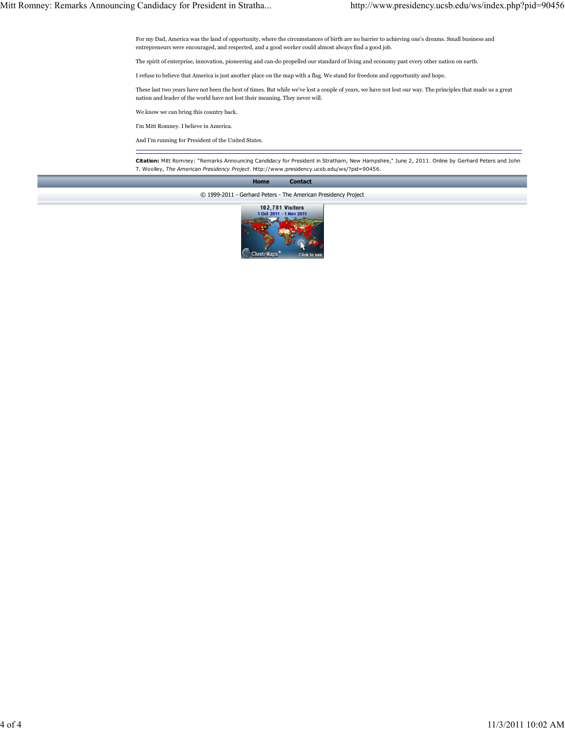For my Dad, America was the land of opportunity, where the circumstances of birth are no barrier to achieving one's dreams. Small business and entrepreneurs were encouraged, and respected, and a good worker could almost always find a good job.

The spirit of enterprise, innovation, pioneering and can-do propelled our standard of living and economy past every other nation on earth.

I refuse to believe that America is just another place on the map with a flag. We stand for freedom and opportunity and hope.

These last two years have not been the best of times. But while we've lost a couple of years, we have not lost our way. The principles that made us a great nation and leader of the world have not lost their meaning. They never will.

We know we can bring this country back.

I'm Mitt Romney. I believe in America.

And I'm running for President of the United States.

---

**Citation:** Mitt Romney: "Remarks Announcing Candidacy for President in Stratham, New Hampshire," June 2, 2011. Online by Gerhard Peters and John T. Woolley, *The American Presidency Project*. http://www.presidency.ucsb.edu/ws/?pid=90456.

**Home** **Contact**

© 1999-2011 - Gerhard Peters - The American Presidency Project

102,781 Visitors
1 Oct 2011 - 1 Nov 2011
ClustrMaps
Click to see